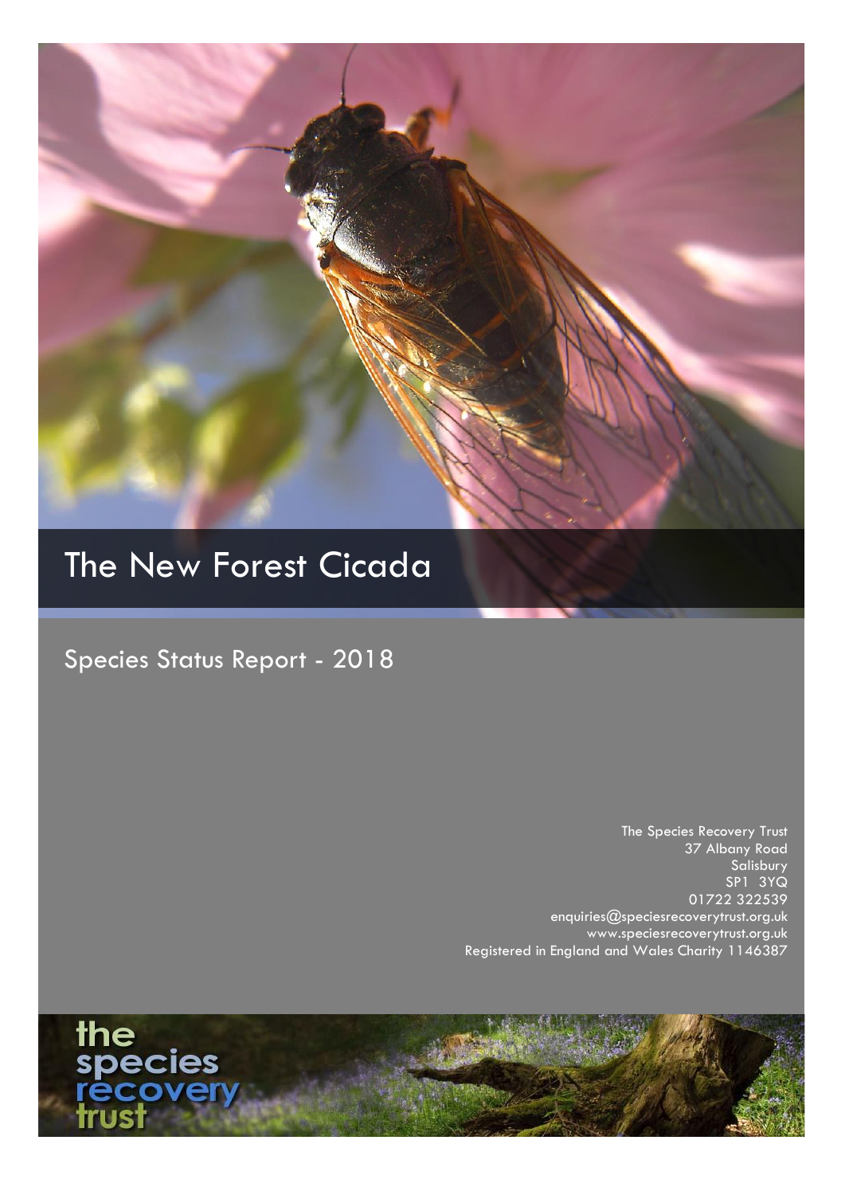# The New Forest Cicada

## Species Status Report - 2018

The Species Recovery Trust
37 Albany Road
Salisbury
SP1 3YQ
01722 322539
enquiries@speciesrecoverytrust.org.uk
www.speciesrecoverytrust.org.uk
Registered in England and Wales Charity 1146387

the species recovery trust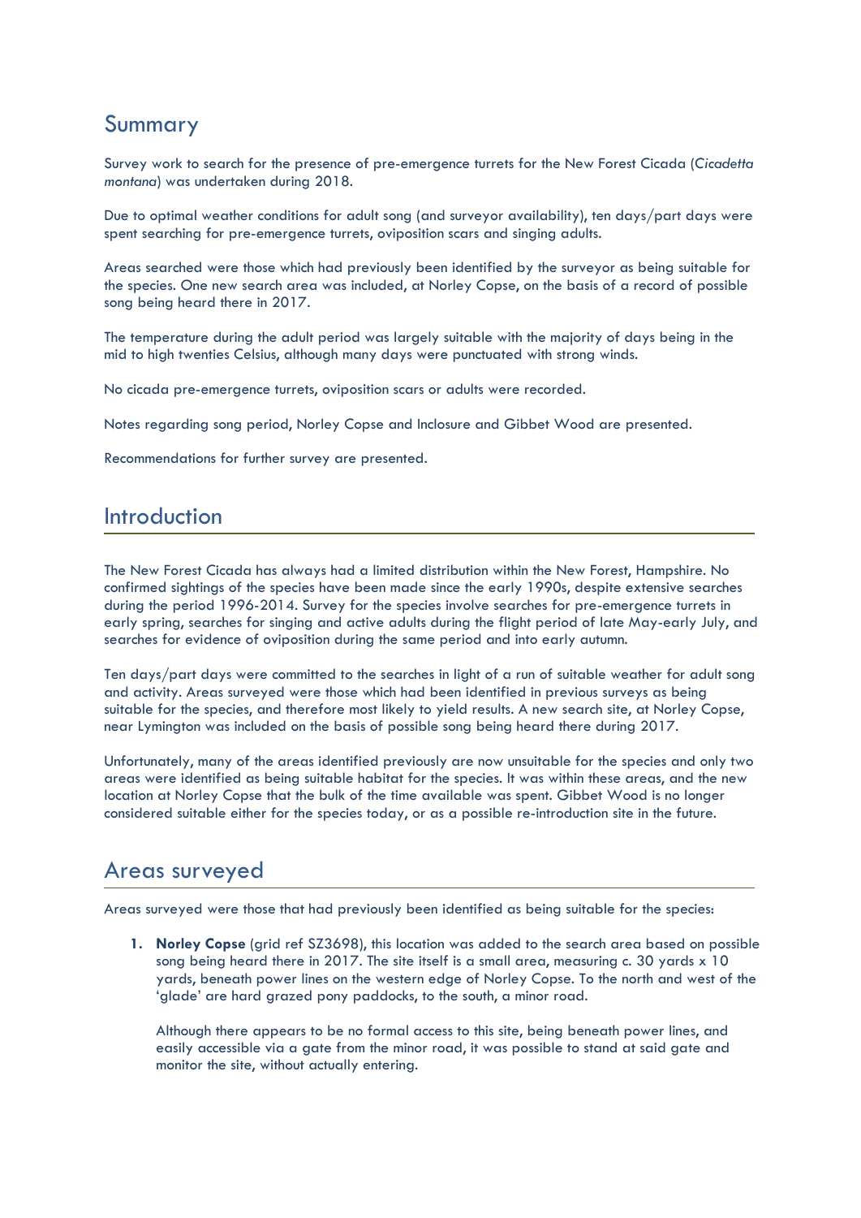## Summary

Survey work to search for the presence of pre-emergence turrets for the New Forest Cicada (*Cicadetta montana*) was undertaken during 2018.

Due to optimal weather conditions for adult song (and surveyor availability), ten days/part days were spent searching for pre-emergence turrets, oviposition scars and singing adults.

Areas searched were those which had previously been identified by the surveyor as being suitable for the species. One new search area was included, at Norley Copse, on the basis of a record of possible song being heard there in 2017.

The temperature during the adult period was largely suitable with the majority of days being in the mid to high twenties Celsius, although many days were punctuated with strong winds.

No cicada pre-emergence turrets, oviposition scars or adults were recorded.

Notes regarding song period, Norley Copse and Inclosure and Gibbet Wood are presented.

Recommendations for further survey are presented.

## Introduction

The New Forest Cicada has always had a limited distribution within the New Forest, Hampshire. No confirmed sightings of the species have been made since the early 1990s, despite extensive searches during the period 1996-2014. Survey for the species involve searches for pre-emergence turrets in early spring, searches for singing and active adults during the flight period of late May-early July, and searches for evidence of oviposition during the same period and into early autumn.

Ten days/part days were committed to the searches in light of a run of suitable weather for adult song and activity. Areas surveyed were those which had been identified in previous surveys as being suitable for the species, and therefore most likely to yield results. A new search site, at Norley Copse, near Lymington was included on the basis of possible song being heard there during 2017.

Unfortunately, many of the areas identified previously are now unsuitable for the species and only two areas were identified as being suitable habitat for the species. It was within these areas, and the new location at Norley Copse that the bulk of the time available was spent. Gibbet Wood is no longer considered suitable either for the species today, or as a possible re-introduction site in the future.

## Areas surveyed

Areas surveyed were those that had previously been identified as being suitable for the species:

1. **Norley Copse** (grid ref SZ3698), this location was added to the search area based on possible song being heard there in 2017. The site itself is a small area, measuring c. 30 yards x 10 yards, beneath power lines on the western edge of Norley Copse. To the north and west of the 'glade' are hard grazed pony paddocks, to the south, a minor road.

   Although there appears to be no formal access to this site, being beneath power lines, and easily accessible via a gate from the minor road, it was possible to stand at said gate and monitor the site, without actually entering.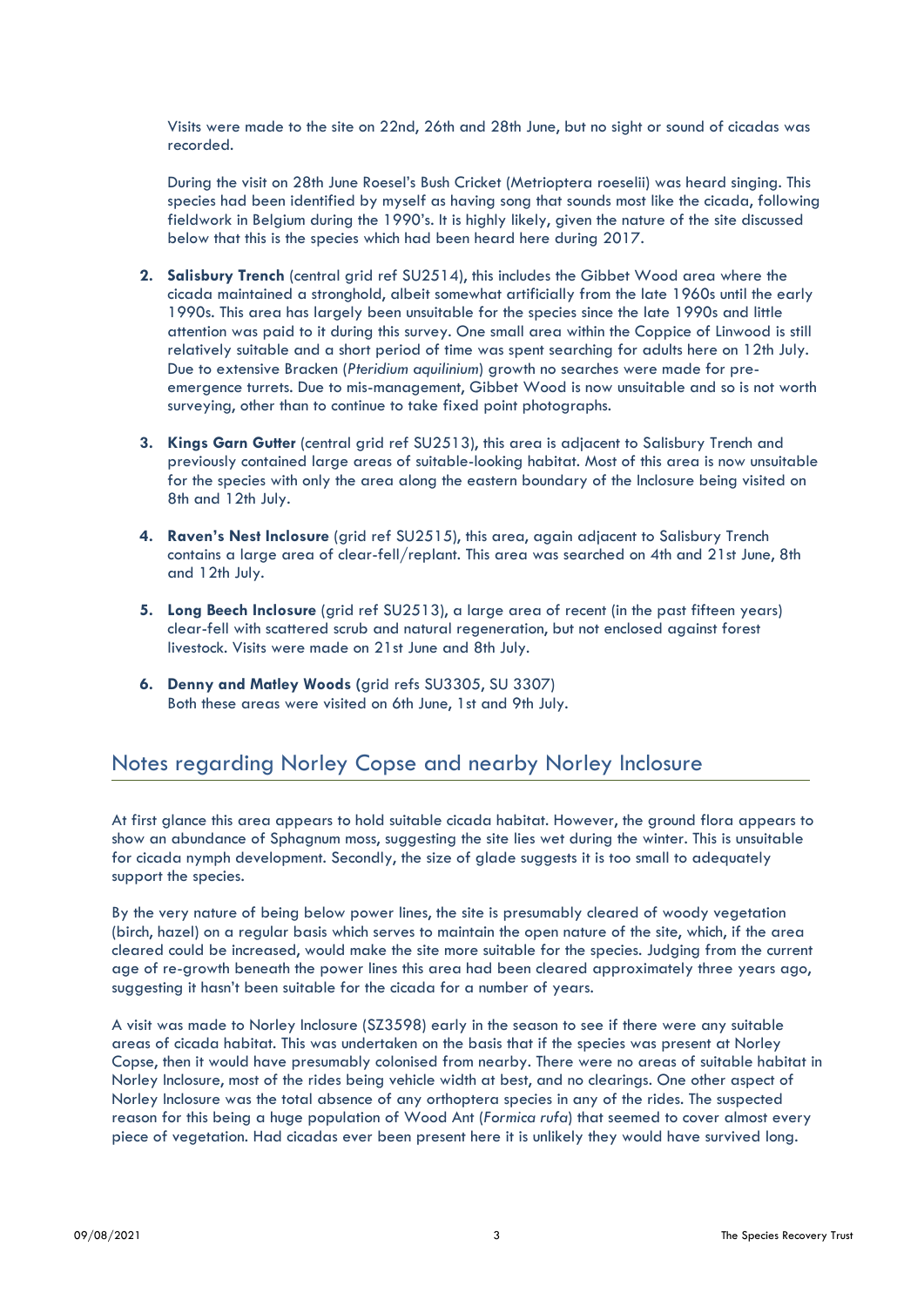Visits were made to the site on 22nd, 26th and 28th June, but no sight or sound of cicadas was recorded.

During the visit on 28th June Roesel's Bush Cricket (Metrioptera roeselii) was heard singing. This species had been identified by myself as having song that sounds most like the cicada, following fieldwork in Belgium during the 1990's. It is highly likely, given the nature of the site discussed below that this is the species which had been heard here during 2017.

2. **Salisbury Trench** (central grid ref SU2514), this includes the Gibbet Wood area where the cicada maintained a stronghold, albeit somewhat artificially from the late 1960s until the early 1990s. This area has largely been unsuitable for the species since the late 1990s and little attention was paid to it during this survey. One small area within the Coppice of Linwood is still relatively suitable and a short period of time was spent searching for adults here on 12th July. Due to extensive Bracken (*Pteridium aquilinium*) growth no searches were made for pre-emergence turrets. Due to mis-management, Gibbet Wood is now unsuitable and so is not worth surveying, other than to continue to take fixed point photographs.

3. **Kings Garn Gutter** (central grid ref SU2513), this area is adjacent to Salisbury Trench and previously contained large areas of suitable-looking habitat. Most of this area is now unsuitable for the species with only the area along the eastern boundary of the Inclosure being visited on 8th and 12th July.

4. **Raven's Nest Inclosure** (grid ref SU2515), this area, again adjacent to Salisbury Trench contains a large area of clear-fell/replant. This area was searched on 4th and 21st June, 8th and 12th July.

5. **Long Beech Inclosure** (grid ref SU2513), a large area of recent (in the past fifteen years) clear-fell with scattered scrub and natural regeneration, but not enclosed against forest livestock. Visits were made on 21st June and 8th July.

6. **Denny and Matley Woods** (grid refs SU3305, SU 3307)
   Both these areas were visited on 6th June, 1st and 9th July.

## Notes regarding Norley Copse and nearby Norley Inclosure

At first glance this area appears to hold suitable cicada habitat. However, the ground flora appears to show an abundance of Sphagnum moss, suggesting the site lies wet during the winter. This is unsuitable for cicada nymph development. Secondly, the size of glade suggests it is too small to adequately support the species.

By the very nature of being below power lines, the site is presumably cleared of woody vegetation (birch, hazel) on a regular basis which serves to maintain the open nature of the site, which, if the area cleared could be increased, would make the site more suitable for the species. Judging from the current age of re-growth beneath the power lines this area had been cleared approximately three years ago, suggesting it hasn't been suitable for the cicada for a number of years.

A visit was made to Norley Inclosure (SZ3598) early in the season to see if there were any suitable areas of cicada habitat. This was undertaken on the basis that if the species was present at Norley Copse, then it would have presumably colonised from nearby. There were no areas of suitable habitat in Norley Inclosure, most of the rides being vehicle width at best, and no clearings. One other aspect of Norley Inclosure was the total absence of any orthoptera species in any of the rides. The suspected reason for this being a huge population of Wood Ant (*Formica rufa*) that seemed to cover almost every piece of vegetation. Had cicadas ever been present here it is unlikely they would have survived long.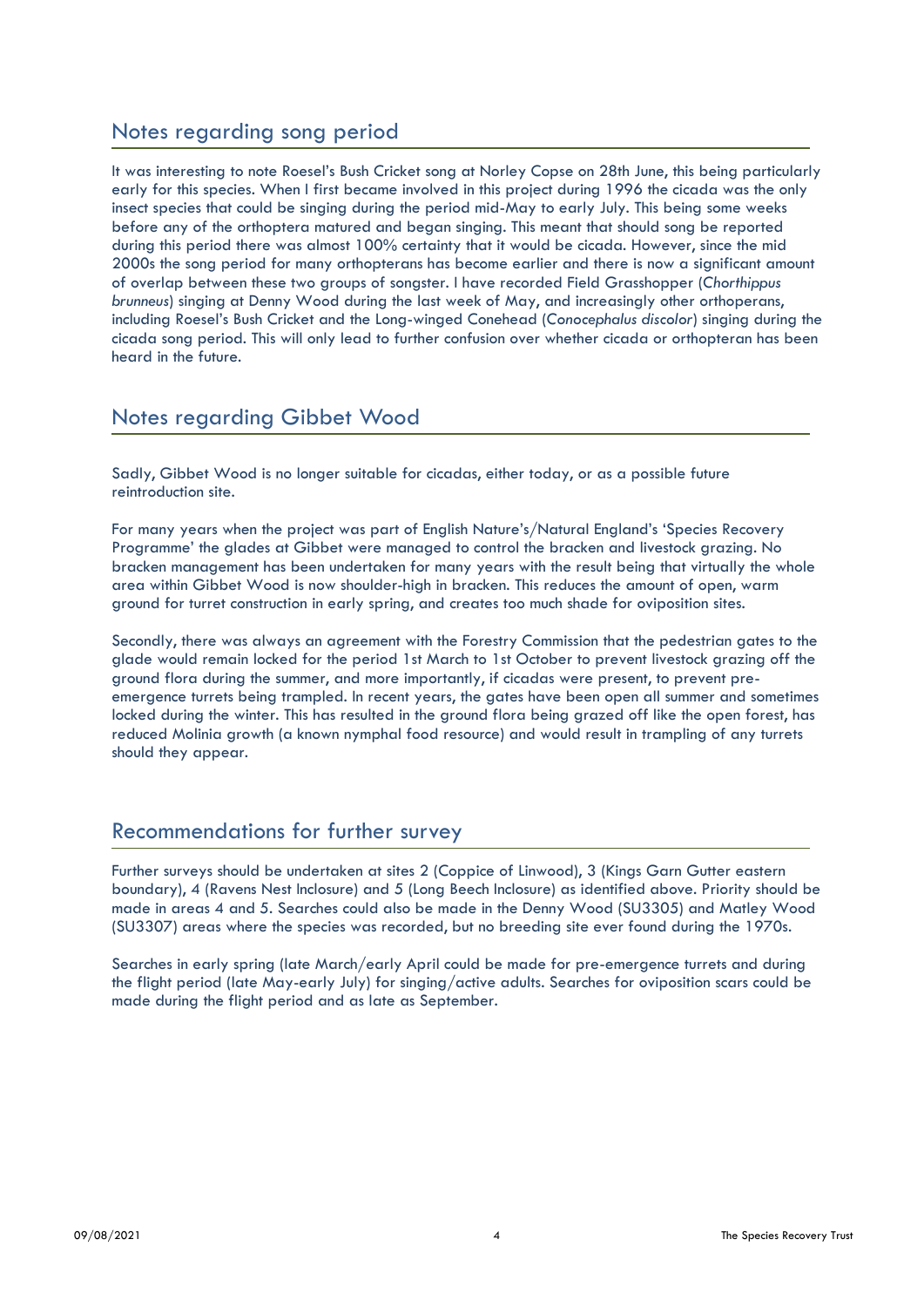## Notes regarding song period

It was interesting to note Roesel's Bush Cricket song at Norley Copse on 28th June, this being particularly early for this species. When I first became involved in this project during 1996 the cicada was the only insect species that could be singing during the period mid-May to early July. This being some weeks before any of the orthoptera matured and began singing. This meant that should song be reported during this period there was almost 100% certainty that it would be cicada. However, since the mid 2000s the song period for many orthopterans has become earlier and there is now a significant amount of overlap between these two groups of songster. I have recorded Field Grasshopper (*Chorthippus brunneus*) singing at Denny Wood during the last week of May, and increasingly other orthoperans, including Roesel's Bush Cricket and the Long-winged Conehead (*Conocephalus discolor*) singing during the cicada song period. This will only lead to further confusion over whether cicada or orthopteran has been heard in the future.

## Notes regarding Gibbet Wood

Sadly, Gibbet Wood is no longer suitable for cicadas, either today, or as a possible future reintroduction site.

For many years when the project was part of English Nature's/Natural England's 'Species Recovery Programme' the glades at Gibbet were managed to control the bracken and livestock grazing. No bracken management has been undertaken for many years with the result being that virtually the whole area within Gibbet Wood is now shoulder-high in bracken. This reduces the amount of open, warm ground for turret construction in early spring, and creates too much shade for oviposition sites.

Secondly, there was always an agreement with the Forestry Commission that the pedestrian gates to the glade would remain locked for the period 1st March to 1st October to prevent livestock grazing off the ground flora during the summer, and more importantly, if cicadas were present, to prevent pre-emergence turrets being trampled. In recent years, the gates have been open all summer and sometimes locked during the winter. This has resulted in the ground flora being grazed off like the open forest, has reduced Molinia growth (a known nymphal food resource) and would result in trampling of any turrets should they appear.

## Recommendations for further survey

Further surveys should be undertaken at sites 2 (Coppice of Linwood), 3 (Kings Garn Gutter eastern boundary), 4 (Ravens Nest Inclosure) and 5 (Long Beech Inclosure) as identified above. Priority should be made in areas 4 and 5. Searches could also be made in the Denny Wood (SU3305) and Matley Wood (SU3307) areas where the species was recorded, but no breeding site ever found during the 1970s.

Searches in early spring (late March/early April could be made for pre-emergence turrets and during the flight period (late May-early July) for singing/active adults. Searches for oviposition scars could be made during the flight period and as late as September.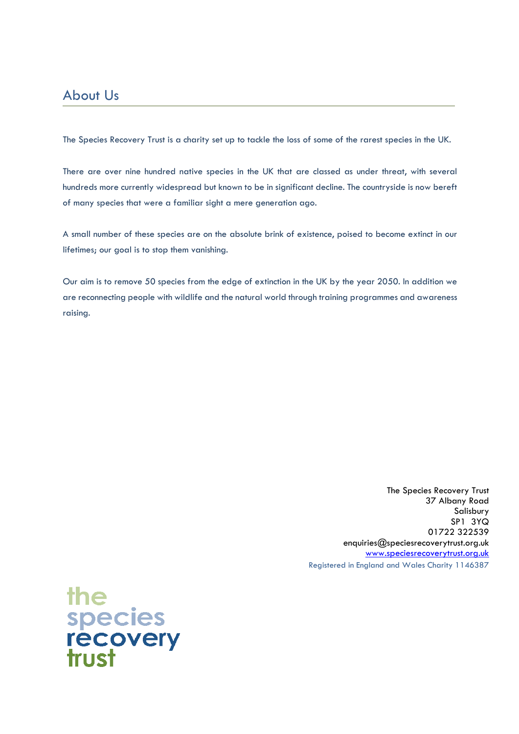## About Us

The Species Recovery Trust is a charity set up to tackle the loss of some of the rarest species in the UK.

There are over nine hundred native species in the UK that are classed as under threat, with several hundreds more currently widespread but known to be in significant decline. The countryside is now bereft of many species that were a familiar sight a mere generation ago.

A small number of these species are on the absolute brink of existence, poised to become extinct in our lifetimes; our goal is to stop them vanishing.

Our aim is to remove 50 species from the edge of extinction in the UK by the year 2050. In addition we are reconnecting people with wildlife and the natural world through training programmes and awareness raising.

The Species Recovery Trust
37 Albany Road
Salisbury
SP1 3YQ
01722 322539
enquiries@speciesrecoverytrust.org.uk
www.speciesrecoverytrust.org.uk
Registered in England and Wales Charity 1146387

the
species
recovery
trust